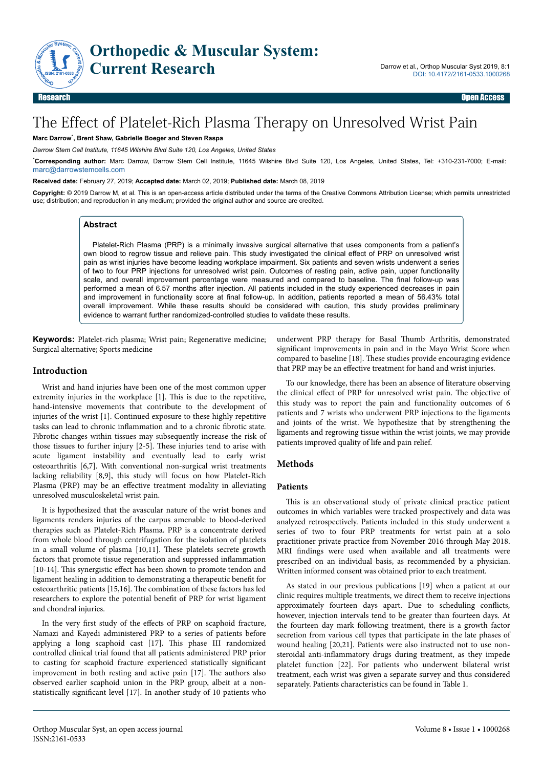# The Effect of Platelet-Rich Plasma Therapy on Unresolved Wrist Pain

**Marc Darrow*, Brent Shaw, Gabrielle Boeger and Steven Raspa**

*Darrow Stem Cell Institute, 11645 Wilshire Blvd Suite 120, Los Angeles, United States*

***Corresponding author:** Marc Darrow, Darrow Stem Cell Institute, 11645 Wilshire Blvd Suite 120, Los Angeles, United States, Tel: +310-231-7000; E-mail: marc@darrowstemcells.com

**Received date:** February 27, 2019; **Accepted date:** March 02, 2019; **Published date:** March 08, 2019

**Copyright:** © 2019 Darrow M, et al. This is an open-access article distributed under the terms of the Creative Commons Attribution License; which permits unrestricted use; distribution; and reproduction in any medium; provided the original author and source are credited.

## Abstract

Platelet-Rich Plasma (PRP) is a minimally invasive surgical alternative that uses components from a patient's own blood to regrow tissue and relieve pain. This study investigated the clinical effect of PRP on unresolved wrist pain as wrist injuries have become leading workplace impairment. Six patients and seven wrists underwent a series of two to four PRP injections for unresolved wrist pain. Outcomes of resting pain, active pain, upper functionality scale, and overall improvement percentage were measured and compared to baseline. The final follow-up was performed a mean of 6.57 months after injection. All patients included in the study experienced decreases in pain and improvement in functionality score at final follow-up. In addition, patients reported a mean of 56.43% total overall improvement. While these results should be considered with caution, this study provides preliminary evidence to warrant further randomized-controlled studies to validate these results.

**Keywords:** Platelet-rich plasma; Wrist pain; Regenerative medicine; Surgical alternative; Sports medicine

## Introduction

Wrist and hand injuries have been one of the most common upper extremity injuries in the workplace [1]. This is due to the repetitive, hand-intensive movements that contribute to the development of injuries of the wrist [1]. Continued exposure to these highly repetitive tasks can lead to chronic inflammation and to a chronic fibrotic state. Fibrotic changes within tissues may subsequently increase the risk of those tissues to further injury [2-5]. These injuries tend to arise with acute ligament instability and eventually lead to early wrist osteoarthritis [6,7]. With conventional non-surgical wrist treatments lacking reliability [8,9], this study will focus on how Platelet-Rich Plasma (PRP) may be an effective treatment modality in alleviating unresolved musculoskeletal wrist pain.

It is hypothesized that the avascular nature of the wrist bones and ligaments renders injuries of the carpus amenable to blood-derived therapies such as Platelet-Rich Plasma. PRP is a concentrate derived from whole blood through centrifugation for the isolation of platelets in a small volume of plasma [10,11]. These platelets secrete growth factors that promote tissue regeneration and suppressed inflammation [10-14]. This synergistic effect has been shown to promote tendon and ligament healing in addition to demonstrating a therapeutic benefit for osteoarthritic patients [15,16]. The combination of these factors has led researchers to explore the potential benefit of PRP for wrist ligament and chondral injuries.

In the very first study of the effects of PRP on scaphoid fracture, Namazi and Kayedi administered PRP to a series of patients before applying a long scaphoid cast [17]. This phase III randomized controlled clinical trial found that all patients administered PRP prior to casting for scaphoid fracture experienced statistically significant improvement in both resting and active pain [17]. The authors also observed earlier scaphoid union in the PRP group, albeit at a non-statistically significant level [17]. In another study of 10 patients who underwent PRP therapy for Basal Thumb Arthritis, demonstrated significant improvements in pain and in the Mayo Wrist Score when compared to baseline [18]. These studies provide encouraging evidence that PRP may be an effective treatment for hand and wrist injuries.

To our knowledge, there has been an absence of literature observing the clinical effect of PRP for unresolved wrist pain. The objective of this study was to report the pain and functionality outcomes of 6 patients and 7 wrists who underwent PRP injections to the ligaments and joints of the wrist. We hypothesize that by strengthening the ligaments and regrowing tissue within the wrist joints, we may provide patients improved quality of life and pain relief.

## Methods

### Patients

This is an observational study of private clinical practice patient outcomes in which variables were tracked prospectively and data was analyzed retrospectively. Patients included in this study underwent a series of two to four PRP treatments for wrist pain at a solo practitioner private practice from November 2016 through May 2018. MRI findings were used when available and all treatments were prescribed on an individual basis, as recommended by a physician. Written informed consent was obtained prior to each treatment.

As stated in our previous publications [19] when a patient at our clinic requires multiple treatments, we direct them to receive injections approximately fourteen days apart. Due to scheduling conflicts, however, injection intervals tend to be greater than fourteen days. At the fourteen day mark following treatment, there is a growth factor secretion from various cell types that participate in the late phases of wound healing [20,21]. Patients were also instructed not to use non-steroidal anti-inflammatory drugs during treatment, as they impede platelet function [22]. For patients who underwent bilateral wrist treatment, each wrist was given a separate survey and thus considered separately. Patients characteristics can be found in Table 1.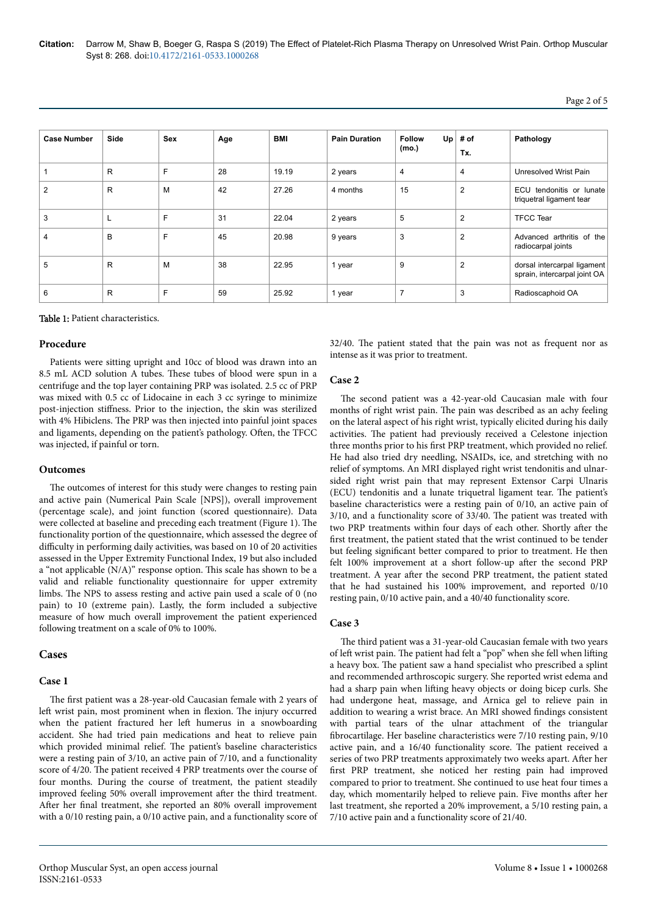| Case Number | Side | Sex | Age | BMI | Pain Duration | Follow Up (mo.) | # of Tx. | Pathology |
|---|---|---|---|---|---|---|---|---|
| 1 | R | F | 28 | 19.19 | 2 years | 4 | 4 | Unresolved Wrist Pain |
| 2 | R | M | 42 | 27.26 | 4 months | 15 | 2 | ECU tendonitis or lunate triquetral ligament tear |
| 3 | L | F | 31 | 22.04 | 2 years | 5 | 2 | TFCC Tear |
| 4 | B | F | 45 | 20.98 | 9 years | 3 | 2 | Advanced arthritis of the radiocarpal joints |
| 5 | R | M | 38 | 22.95 | 1 year | 9 | 2 | dorsal intercarpal ligament sprain, intercarpal joint OA |
| 6 | R | F | 59 | 25.92 | 1 year | 7 | 3 | Radioscaphoid OA |

**Table 1:** Patient characteristics.

### Procedure

Patients were sitting upright and 10cc of blood was drawn into an 8.5 mL ACD solution A tubes. These tubes of blood were spun in a centrifuge and the top layer containing PRP was isolated. 2.5 cc of PRP was mixed with 0.5 cc of Lidocaine in each 3 cc syringe to minimize post-injection stiffness. Prior to the injection, the skin was sterilized with 4% Hibiclens. The PRP was then injected into painful joint spaces and ligaments, depending on the patient's pathology. Often, the TFCC was injected, if painful or torn.

### Outcomes

The outcomes of interest for this study were changes to resting pain and active pain (Numerical Pain Scale [NPS]), overall improvement (percentage scale), and joint function (scored questionnaire). Data were collected at baseline and preceding each treatment (Figure 1). The functionality portion of the questionnaire, which assessed the degree of difficulty in performing daily activities, was based on 10 of 20 activities assessed in the Upper Extremity Functional Index, 19 but also included a "not applicable (N/A)" response option. This scale has shown to be a valid and reliable functionality questionnaire for upper extremity limbs. The NPS to assess resting and active pain used a scale of 0 (no pain) to 10 (extreme pain). Lastly, the form included a subjective measure of how much overall improvement the patient experienced following treatment on a scale of 0% to 100%.

## Cases

### Case 1

The first patient was a 28-year-old Caucasian female with 2 years of left wrist pain, most prominent when in flexion. The injury occurred when the patient fractured her left humerus in a snowboarding accident. She had tried pain medications and heat to relieve pain which provided minimal relief. The patient's baseline characteristics were a resting pain of 3/10, an active pain of 7/10, and a functionality score of 4/20. The patient received 4 PRP treatments over the course of four months. During the course of treatment, the patient steadily improved feeling 50% overall improvement after the third treatment. After her final treatment, she reported an 80% overall improvement with a 0/10 resting pain, a 0/10 active pain, and a functionality score of 32/40. The patient stated that the pain was not as frequent nor as intense as it was prior to treatment.

### Case 2

The second patient was a 42-year-old Caucasian male with four months of right wrist pain. The pain was described as an achy feeling on the lateral aspect of his right wrist, typically elicited during his daily activities. The patient had previously received a Celestone injection three months prior to his first PRP treatment, which provided no relief. He had also tried dry needling, NSAIDs, ice, and stretching with no relief of symptoms. An MRI displayed right wrist tendonitis and ulnar-sided right wrist pain that may represent Extensor Carpi Ulnaris (ECU) tendonitis and a lunate triquetral ligament tear. The patient's baseline characteristics were a resting pain of 0/10, an active pain of 3/10, and a functionality score of 33/40. The patient was treated with two PRP treatments within four days of each other. Shortly after the first treatment, the patient stated that the wrist continued to be tender but feeling significant better compared to prior to treatment. He then felt 100% improvement at a short follow-up after the second PRP treatment. A year after the second PRP treatment, the patient stated that he had sustained his 100% improvement, and reported 0/10 resting pain, 0/10 active pain, and a 40/40 functionality score.

### Case 3

The third patient was a 31-year-old Caucasian female with two years of left wrist pain. The patient had felt a "pop" when she fell when lifting a heavy box. The patient saw a hand specialist who prescribed a splint and recommended arthroscopic surgery. She reported wrist edema and had a sharp pain when lifting heavy objects or doing bicep curls. She had undergone heat, massage, and Arnica gel to relieve pain in addition to wearing a wrist brace. An MRI showed findings consistent with partial tears of the ulnar attachment of the triangular fibrocartilage. Her baseline characteristics were 7/10 resting pain, 9/10 active pain, and a 16/40 functionality score. The patient received a series of two PRP treatments approximately two weeks apart. After her first PRP treatment, she noticed her resting pain had improved compared to prior to treatment. She continued to use heat four times a day, which momentarily helped to relieve pain. Five months after her last treatment, she reported a 20% improvement, a 5/10 resting pain, a 7/10 active pain and a functionality score of 21/40.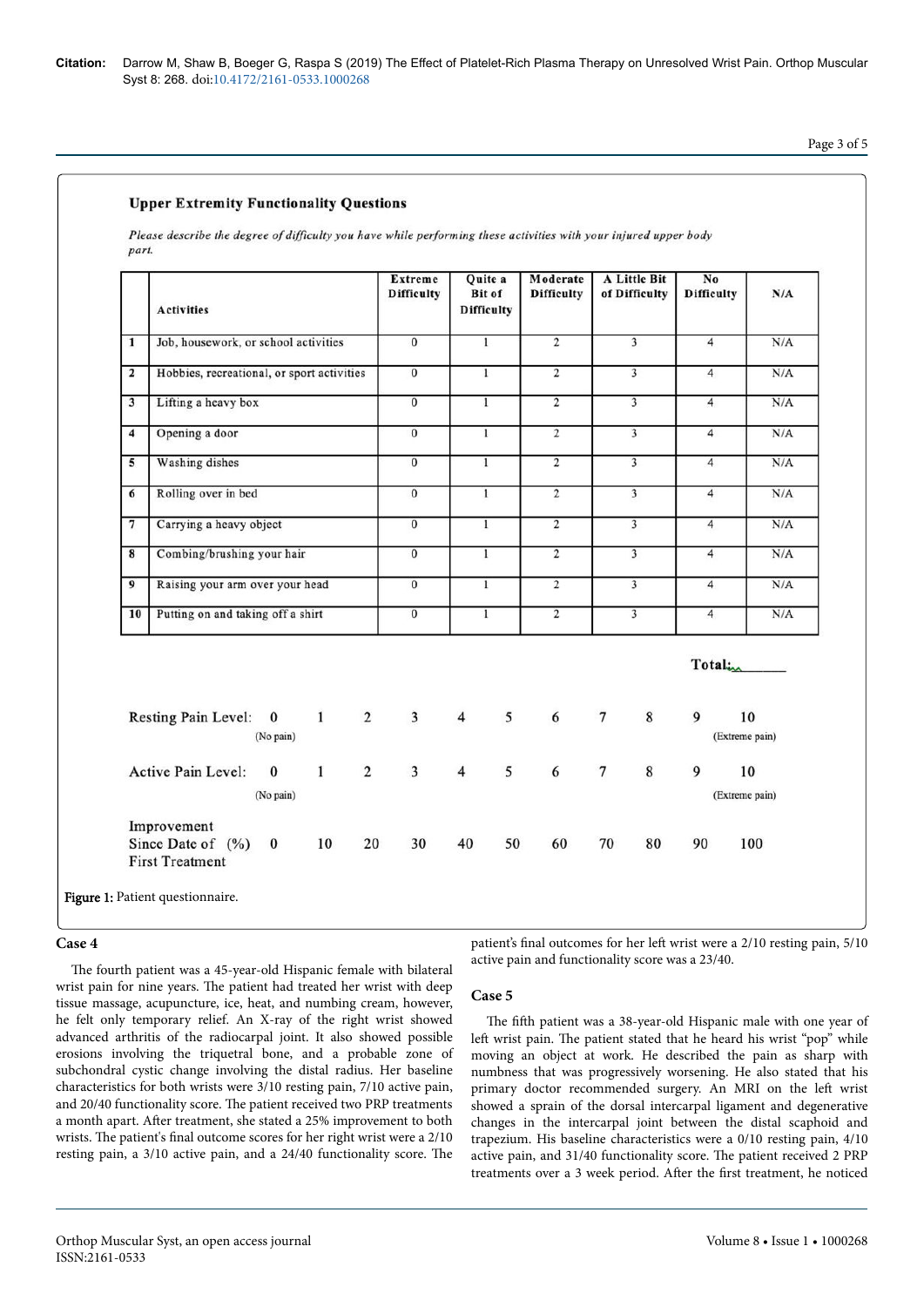**Upper Extremity Functionality Questions**

*Please describe the degree of difficulty you have while performing these activities with your injured upper body part.*

| | Activities | Extreme Difficulty | Quite a Bit of Difficulty | Moderate Difficulty | A Little Bit of Difficulty | No Difficulty | N/A |
|---|---|---|---|---|---|---|---|
| 1 | Job, housework, or school activities | 0 | 1 | 2 | 3 | 4 | N/A |
| 2 | Hobbies, recreational, or sport activities | 0 | 1 | 2 | 3 | 4 | N/A |
| 3 | Lifting a heavy box | 0 | 1 | 2 | 3 | 4 | N/A |
| 4 | Opening a door | 0 | 1 | 2 | 3 | 4 | N/A |
| 5 | Washing dishes | 0 | 1 | 2 | 3 | 4 | N/A |
| 6 | Rolling over in bed | 0 | 1 | 2 | 3 | 4 | N/A |
| 7 | Carrying a heavy object | 0 | 1 | 2 | 3 | 4 | N/A |
| 8 | Combing/brushing your hair | 0 | 1 | 2 | 3 | 4 | N/A |
| 9 | Raising your arm over your head | 0 | 1 | 2 | 3 | 4 | N/A |
| 10 | Putting on and taking off a shirt | 0 | 1 | 2 | 3 | 4 | N/A |

Total:______

Resting Pain Level: 0 (No pain) 1 2 3 4 5 6 7 8 9 10 (Extreme pain)

Active Pain Level: 0 (No pain) 1 2 3 4 5 6 7 8 9 10 (Extreme pain)

Improvement Since Date of First Treatment (%) 0 10 20 30 40 50 60 70 80 90 100

**Figure 1:** Patient questionnaire.

## Case 4

The fourth patient was a 45-year-old Hispanic female with bilateral wrist pain for nine years. The patient had treated her wrist with deep tissue massage, acupuncture, ice, heat, and numbing cream, however, he felt only temporary relief. An X-ray of the right wrist showed advanced arthritis of the radiocarpal joint. It also showed possible erosions involving the triquetral bone, and a probable zone of subchondral cystic change involving the distal radius. Her baseline characteristics for both wrists were 3/10 resting pain, 7/10 active pain, and 20/40 functionality score. The patient received two PRP treatments a month apart. After treatment, she stated a 25% improvement to both wrists. The patient's final outcome scores for her right wrist were a 2/10 resting pain, a 3/10 active pain, and a 24/40 functionality score. The patient's final outcomes for her left wrist were a 2/10 resting pain, 5/10 active pain and functionality score was a 23/40.

## Case 5

The fifth patient was a 38-year-old Hispanic male with one year of left wrist pain. The patient stated that he heard his wrist "pop" while moving an object at work. He described the pain as sharp with numbness that was progressively worsening. He also stated that his primary doctor recommended surgery. An MRI on the left wrist showed a sprain of the dorsal intercarpal ligament and degenerative changes in the intercarpal joint between the distal scaphoid and trapezium. His baseline characteristics were a 0/10 resting pain, 4/10 active pain, and 31/40 functionality score. The patient received 2 PRP treatments over a 3 week period. After the first treatment, he noticed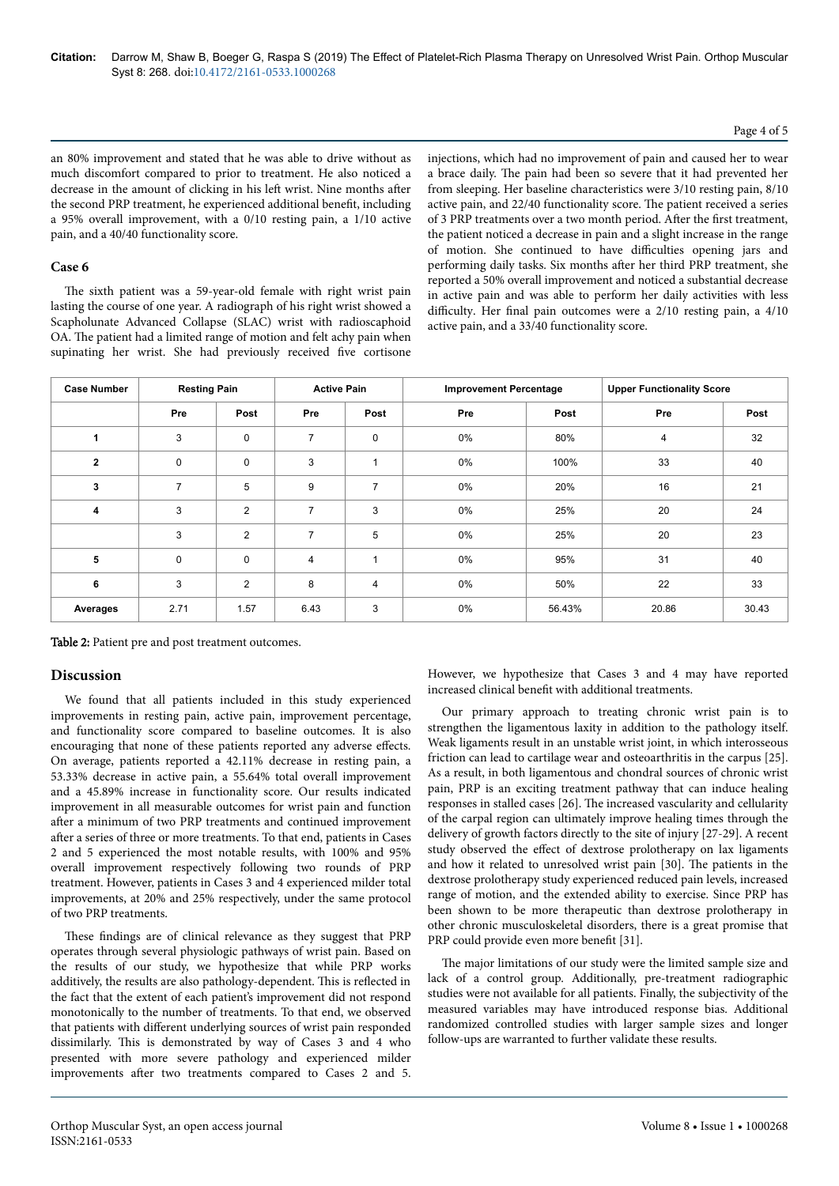an 80% improvement and stated that he was able to drive without as much discomfort compared to prior to treatment. He also noticed a decrease in the amount of clicking in his left wrist. Nine months after the second PRP treatment, he experienced additional benefit, including a 95% overall improvement, with a 0/10 resting pain, a 1/10 active pain, and a 40/40 functionality score.

### Case 6

The sixth patient was a 59-year-old female with right wrist pain lasting the course of one year. A radiograph of his right wrist showed a Scapholunate Advanced Collapse (SLAC) wrist with radioscaphoid OA. The patient had a limited range of motion and felt achy pain when supinating her wrist. She had previously received five cortisone injections, which had no improvement of pain and caused her to wear a brace daily. The pain had been so severe that it had prevented her from sleeping. Her baseline characteristics were 3/10 resting pain, 8/10 active pain, and 22/40 functionality score. The patient received a series of 3 PRP treatments over a two month period. After the first treatment, the patient noticed a decrease in pain and a slight increase in the range of motion. She continued to have difficulties opening jars and performing daily tasks. Six months after her third PRP treatment, she reported a 50% overall improvement and noticed a substantial decrease in active pain and was able to perform her daily activities with less difficulty. Her final pain outcomes were a 2/10 resting pain, a 4/10 active pain, and a 33/40 functionality score.

| Case Number | Resting Pain | | Active Pain | | Improvement Percentage | | Upper Functionality Score | |
|---|---|---|---|---|---|---|---|---|
| | Pre | Post | Pre | Post | Pre | Post | Pre | Post |
| **1** | 3 | 0 | 7 | 0 | 0% | 80% | 4 | 32 |
| **2** | 0 | 0 | 3 | 1 | 0% | 100% | 33 | 40 |
| **3** | 7 | 5 | 9 | 7 | 0% | 20% | 16 | 21 |
| **4** | 3 | 2 | 7 | 3 | 0% | 25% | 20 | 24 |
| | 3 | 2 | 7 | 5 | 0% | 25% | 20 | 23 |
| **5** | 0 | 0 | 4 | 1 | 0% | 95% | 31 | 40 |
| **6** | 3 | 2 | 8 | 4 | 0% | 50% | 22 | 33 |
| **Averages** | 2.71 | 1.57 | 6.43 | 3 | 0% | 56.43% | 20.86 | 30.43 |

**Table 2:** Patient pre and post treatment outcomes.

## Discussion

We found that all patients included in this study experienced improvements in resting pain, active pain, improvement percentage, and functionality score compared to baseline outcomes. It is also encouraging that none of these patients reported any adverse effects. On average, patients reported a 42.11% decrease in resting pain, a 53.33% decrease in active pain, a 55.64% total overall improvement and a 45.89% increase in functionality score. Our results indicated improvement in all measurable outcomes for wrist pain and function after a minimum of two PRP treatments and continued improvement after a series of three or more treatments. To that end, patients in Cases 2 and 5 experienced the most notable results, with 100% and 95% overall improvement respectively following two rounds of PRP treatment. However, patients in Cases 3 and 4 experienced milder total improvements, at 20% and 25% respectively, under the same protocol of two PRP treatments.

These findings are of clinical relevance as they suggest that PRP operates through several physiologic pathways of wrist pain. Based on the results of our study, we hypothesize that while PRP works additively, the results are also pathology-dependent. This is reflected in the fact that the extent of each patient's improvement did not respond monotonically to the number of treatments. To that end, we observed that patients with different underlying sources of wrist pain responded dissimilarly. This is demonstrated by way of Cases 3 and 4 who presented with more severe pathology and experienced milder improvements after two treatments compared to Cases 2 and 5. However, we hypothesize that Cases 3 and 4 may have reported increased clinical benefit with additional treatments.

Our primary approach to treating chronic wrist pain is to strengthen the ligamentous laxity in addition to the pathology itself. Weak ligaments result in an unstable wrist joint, in which interosseous friction can lead to cartilage wear and osteoarthritis in the carpus [25]. As a result, in both ligamentous and chondral sources of chronic wrist pain, PRP is an exciting treatment pathway that can induce healing responses in stalled cases [26]. The increased vascularity and cellularity of the carpal region can ultimately improve healing times through the delivery of growth factors directly to the site of injury [27-29]. A recent study observed the effect of dextrose prolotherapy on lax ligaments and how it related to unresolved wrist pain [30]. The patients in the dextrose prolotherapy study experienced reduced pain levels, increased range of motion, and the extended ability to exercise. Since PRP has been shown to be more therapeutic than dextrose prolotherapy in other chronic musculoskeletal disorders, there is a great promise that PRP could provide even more benefit [31].

The major limitations of our study were the limited sample size and lack of a control group. Additionally, pre-treatment radiographic studies were not available for all patients. Finally, the subjectivity of the measured variables may have introduced response bias. Additional randomized controlled studies with larger sample sizes and longer follow-ups are warranted to further validate these results.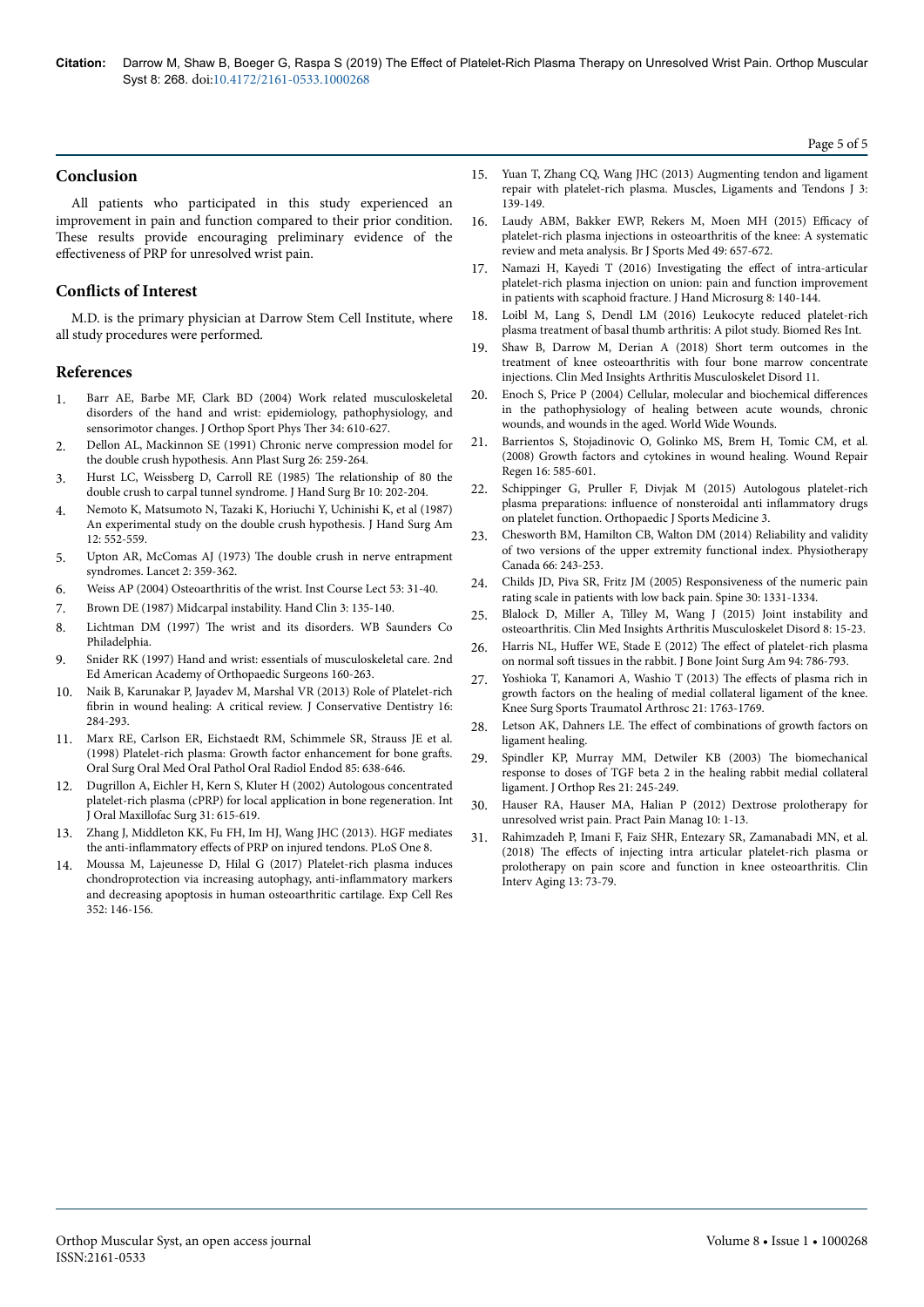## Conclusion

All patients who participated in this study experienced an improvement in pain and function compared to their prior condition. These results provide encouraging preliminary evidence of the effectiveness of PRP for unresolved wrist pain.

## Conflicts of Interest

M.D. is the primary physician at Darrow Stem Cell Institute, where all study procedures were performed.

## References

1. Barr AE, Barbe MF, Clark BD (2004) Work related musculoskeletal disorders of the hand and wrist: epidemiology, pathophysiology, and sensorimotor changes. J Orthop Sport Phys Ther 34: 610-627.
2. Dellon AL, Mackinnon SE (1991) Chronic nerve compression model for the double crush hypothesis. Ann Plast Surg 26: 259-264.
3. Hurst LC, Weissberg D, Carroll RE (1985) The relationship of 80 the double crush to carpal tunnel syndrome. J Hand Surg Br 10: 202-204.
4. Nemoto K, Matsumoto N, Tazaki K, Horiuchi Y, Uchinishi K, et al (1987) An experimental study on the double crush hypothesis. J Hand Surg Am 12: 552-559.
5. Upton AR, McComas AJ (1973) The double crush in nerve entrapment syndromes. Lancet 2: 359-362.
6. Weiss AP (2004) Osteoarthritis of the wrist. Inst Course Lect 53: 31-40.
7. Brown DE (1987) Midcarpal instability. Hand Clin 3: 135-140.
8. Lichtman DM (1997) The wrist and its disorders. WB Saunders Co Philadelphia.
9. Snider RK (1997) Hand and wrist: essentials of musculoskeletal care. 2nd Ed American Academy of Orthopaedic Surgeons 160-263.
10. Naik B, Karunakar P, Jayadev M, Marshal VR (2013) Role of Platelet-rich fibrin in wound healing: A critical review. J Conservative Dentistry 16: 284-293.
11. Marx RE, Carlson ER, Eichstaedt RM, Schimmele SR, Strauss JE et al. (1998) Platelet-rich plasma: Growth factor enhancement for bone grafts. Oral Surg Oral Med Oral Pathol Oral Radiol Endod 85: 638-646.
12. Dugrillon A, Eichler H, Kern S, Kluter H (2002) Autologous concentrated platelet-rich plasma (cPRP) for local application in bone regeneration. Int J Oral Maxillofac Surg 31: 615-619.
13. Zhang J, Middleton KK, Fu FH, Im HJ, Wang JHC (2013). HGF mediates the anti-inflammatory effects of PRP on injured tendons. PLoS One 8.
14. Moussa M, Lajeunesse D, Hilal G (2017) Platelet-rich plasma induces chondroprotection via increasing autophagy, anti-inflammatory markers and decreasing apoptosis in human osteoarthritic cartilage. Exp Cell Res 352: 146-156.
15. Yuan T, Zhang CQ, Wang JHC (2013) Augmenting tendon and ligament repair with platelet-rich plasma. Muscles, Ligaments and Tendons J 3: 139-149.
16. Laudy ABM, Bakker EWP, Rekers M, Moen MH (2015) Efficacy of platelet-rich plasma injections in osteoarthritis of the knee: A systematic review and meta analysis. Br J Sports Med 49: 657-672.
17. Namazi H, Kayedi T (2016) Investigating the effect of intra-articular platelet-rich plasma injection on union: pain and function improvement in patients with scaphoid fracture. J Hand Microsurg 8: 140-144.
18. Loibl M, Lang S, Dendl LM (2016) Leukocyte reduced platelet-rich plasma treatment of basal thumb arthritis: A pilot study. Biomed Res Int.
19. Shaw B, Darrow M, Derian A (2018) Short term outcomes in the treatment of knee osteoarthritis with four bone marrow concentrate injections. Clin Med Insights Arthritis Musculoskelet Disord 11.
20. Enoch S, Price P (2004) Cellular, molecular and biochemical differences in the pathophysiology of healing between acute wounds, chronic wounds, and wounds in the aged. World Wide Wounds.
21. Barrientos S, Stojadinovic O, Golinko MS, Brem H, Tomic CM, et al. (2008) Growth factors and cytokines in wound healing. Wound Repair Regen 16: 585-601.
22. Schippinger G, Pruller F, Divjak M (2015) Autologous platelet-rich plasma preparations: influence of nonsteroidal anti inflammatory drugs on platelet function. Orthopaedic J Sports Medicine 3.
23. Chesworth BM, Hamilton CB, Walton DM (2014) Reliability and validity of two versions of the upper extremity functional index. Physiotherapy Canada 66: 243-253.
24. Childs JD, Piva SR, Fritz JM (2005) Responsiveness of the numeric pain rating scale in patients with low back pain. Spine 30: 1331-1334.
25. Blalock D, Miller A, Tilley M, Wang J (2015) Joint instability and osteoarthritis. Clin Med Insights Arthritis Musculoskelet Disord 8: 15-23.
26. Harris NL, Huffer WE, Stade E (2012) The effect of platelet-rich plasma on normal soft tissues in the rabbit. J Bone Joint Surg Am 94: 786-793.
27. Yoshioka T, Kanamori A, Washio T (2013) The effects of plasma rich in growth factors on the healing of medial collateral ligament of the knee. Knee Surg Sports Traumatol Arthrosc 21: 1763-1769.
28. Letson AK, Dahners LE. The effect of combinations of growth factors on ligament healing.
29. Spindler KP, Murray MM, Detwiler KB (2003) The biomechanical response to doses of TGF beta 2 in the healing rabbit medial collateral ligament. J Orthop Res 21: 245-249.
30. Hauser RA, Hauser MA, Halian P (2012) Dextrose prolotherapy for unresolved wrist pain. Pract Pain Manag 10: 1-13.
31. Rahimzadeh P, Imani F, Faiz SHR, Entezary SR, Zamanabadi MN, et al. (2018) The effects of injecting intra articular platelet-rich plasma or prolotherapy on pain score and function in knee osteoarthritis. Clin Interv Aging 13: 73-79.